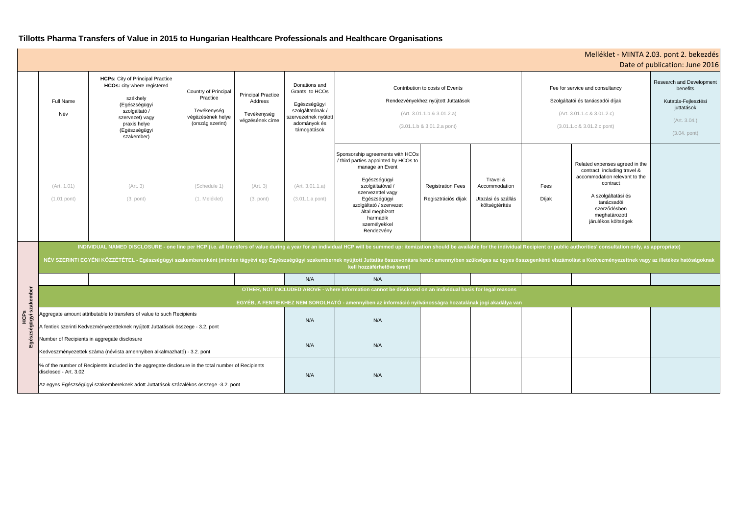# Tillotts Pharma Transfers of Value in 2015 to Hungarian Healthcare Professionals and Healthcare Organisations

Melléklet - MINTA 2.03. pont 2. bekezdés
Date of publication: June 2016

| | Full Name<br>Név<br>(Art. 1.01)<br>(1.01 pont) | **HCPs:** City of Principal Practice<br>**HCOs:** city where registered<br>székhely (Egészségügyi szolgáltató / szervezet) vagy praxis helye (Egészségügyi szakember)<br>(Art. 3)<br>(3. pont) | Country of Principal Practice<br>Tevékenység végézésének helye (ország szerint)<br>(Schedule 1)<br>(1. Melléklet) | Principal Practice Address<br>Tevékenység végzésének címe<br>(Art. 3)<br>(3. pont) | Donations and Grants to HCOs<br>Egészségügyi szolgáltatónak / szervezetnek nyújtott adományok és támogatások<br>(Art. 3.01.1.a)<br>(3.01.1.a pont) | Contribution to costs of Events<br>Rendezvényekhez nyújtott Juttatások<br>(Art. 3.01.1.b & 3.01.2.a)<br>(3.01.1.b & 3.01.2.a pont) | | | Fee for service and consultancy<br>Szolgáltatói és tanácsadói díjak<br>(Art. 3.01.1.c & 3.01.2.c)<br>(3.01.1.c & 3.01.2.c pont) | | Research and Development benefits<br>Kutatás-Fejlesztési juttatások<br>(Art. 3.04.)<br>(3.04. pont) |
|---|---|---|---|---|---|---|---|---|---|---|---|
| | | | | | | Sponsorship agreements with HCOs / third parties appointed by HCOs to manage an Event<br>Egészségügyi szolgáltatóval / szervezettel vagy Egészségügyi szolgáltató / szervezet által megbízott harmadik személyekkel Rendezvény | Registration Fees<br>Regisztrációs díjak | Travel & Accommodation<br>Utazási és szállás költségtérítés | Fees<br>Díjak | Related expenses agreed in the contract, including travel & accommodation relevant to the contract<br>A szolgáltatási és tanácsadói szerződésben meghatározott járulékos költségek | |
| **HCPs<br>Egészségügyi szakember** | **INDIVIDUAL NAMED DISCLOSURE - one line per HCP (i.e. all transfers of value during a year for an individual HCP will be summed up: itemization should be available for the individual Recipient or public authorities' consultation only, as appropriate)**<br>**NÉV SZERINTI EGYÉNI KÖZZÉTÉTEL - Egészségügyi szakemberenként (minden tágyévi egy Egészségügyi szakembernek nyújtott Juttatás összevonásra kerül: amennyiben szükséges az egyes összegenkénti elszámolást a Kedvezményezettnek vagy az illetékes hatóságoknak kell hozzáférhetővé tenni)** | | | | | | | | | | |
| | | | | | N/A | N/A | | | | | |
| | **OTHER, NOT INCLUDED ABOVE - where information cannot be disclosed on an individual basis for legal reasons**<br>**EGYÉB, A FENTIEKHEZ NEM SOROLHATÓ - amennyiben az információ nyilvánosságra hozatalának jogi akadálya van** | | | | | | | | | | |
| | Aggregate amount attributable to transfers of value to such Recipients<br>A fentiek szerinti Kedvezményezetteknek nyújtott Juttatások összege - 3.2. pont | | | | N/A | N/A | | | | | |
| | Number of Recipients in aggregate disclosure<br>Kedveszményezettek száma (névlista amennyiben alkalmazható) - 3.2. pont | | | | N/A | N/A | | | | | |
| | % of the number of Recipients included in the aggregate disclosure in the total number of Recipients disclosed - Art. 3.02<br>Az egyes Egészségügyi szakembereknek adott Juttatások százalékos összege -3.2. pont | | | | N/A | N/A | | | | | |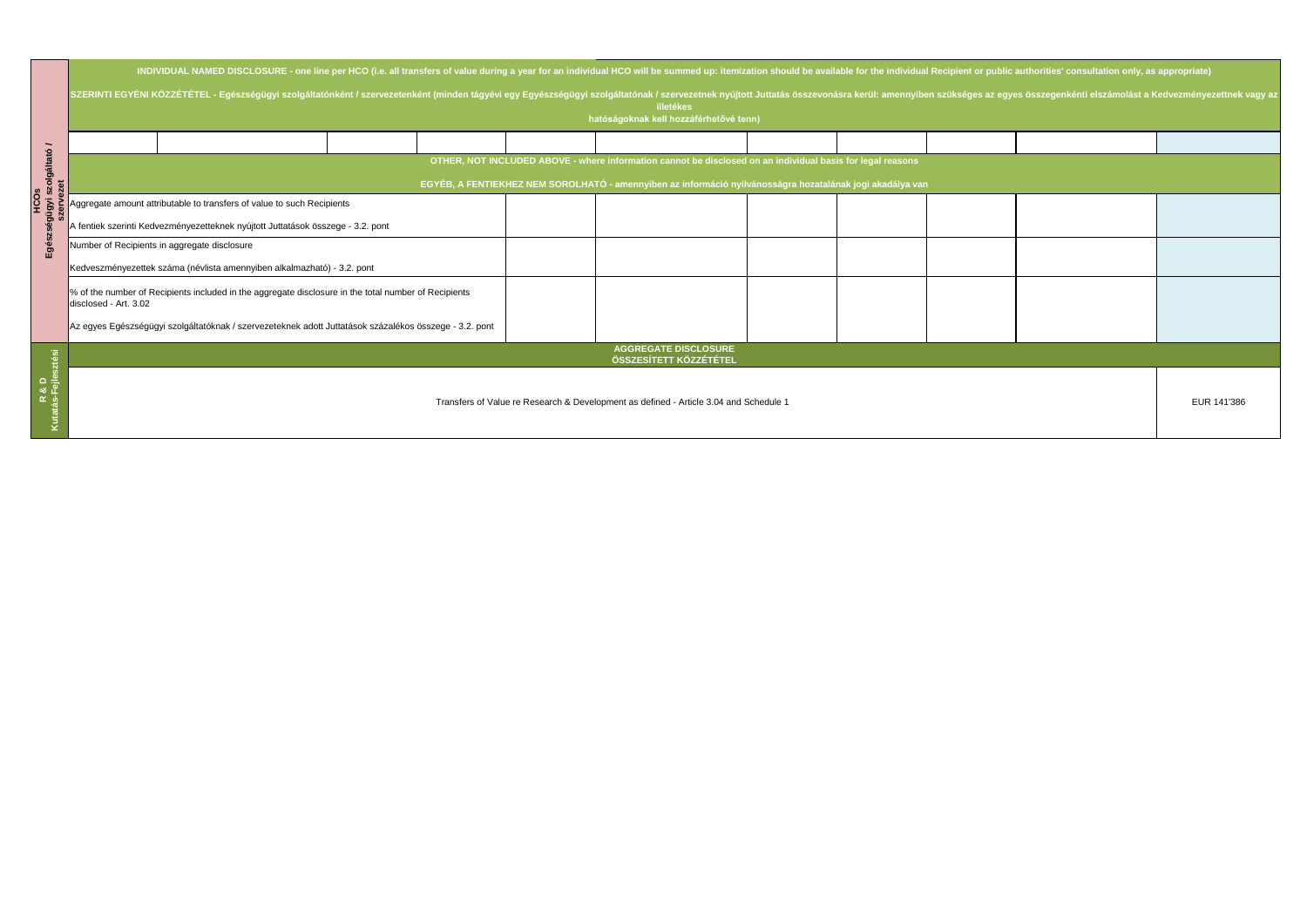| HCOs<br>Egészségügyi szolgáltató / szervezet | INDIVIDUAL NAMED DISCLOSURE - one line per HCO (i.e. all transfers of value during a year for an individual HCO will be summed up: itemization should be available for the individual Recipient or public authorities' consultation only, as appropriate)<br><br>SZERINTI EGYÉNI KÖZZÉTÉTEL - Egészségügyi szolgáltatónként / szervezetenként (minden tágyévi egy Egyészségügyi szolgáltatónak / szervezetnek nyújtott Juttatás összevonásra kerül: amennyiben szükséges az egyes összegenkénti elszámolást a Kedvezményezettnek vagy az illetékes hatóságoknak kell hozzáférhetővé tenn) | | | | | | | | | | |
|---|---|---|---|---|---|---|---|---|---|---|---|
| | | | | | | | | | | | |
| | OTHER, NOT INCLUDED ABOVE - where information cannot be disclosed on an individual basis for legal reasons<br><br>EGYÉB, A FENTIEKHEZ NEM SOROLHATÓ - amennyiben az információ nyilvánosságra hozatalának jogi akadálya van | | | | | | | | | | |
| | Aggregate amount attributable to transfers of value to such Recipients<br><br>A fentiek szerinti Kedvezményezetteknek nyújtott Juttatások összege - 3.2. pont | | | | | | | | | | |
| | Number of Recipients in aggregate disclosure<br><br>Kedveszményezettek száma (névlista amennyiben alkalmazható) - 3.2. pont | | | | | | | | | | |
| | % of the number of Recipients included in the aggregate disclosure in the total number of Recipients disclosed - Art. 3.02<br><br>Az egyes Egészségügyi szolgáltatóknak / szervezeteknek adott Juttatások százalékos összege - 3.2. pont | | | | | | | | | | |
| R & D<br>Kutatás-Fejlesztési | AGGREGATE DISCLOSURE<br>ÖSSZESÍTETT KÖZZÉTÉTEL | | | | | | | | | | |
| | Transfers of Value re Research & Development as defined - Article 3.04 and Schedule 1 | | | | | | | | | | EUR 141'386 |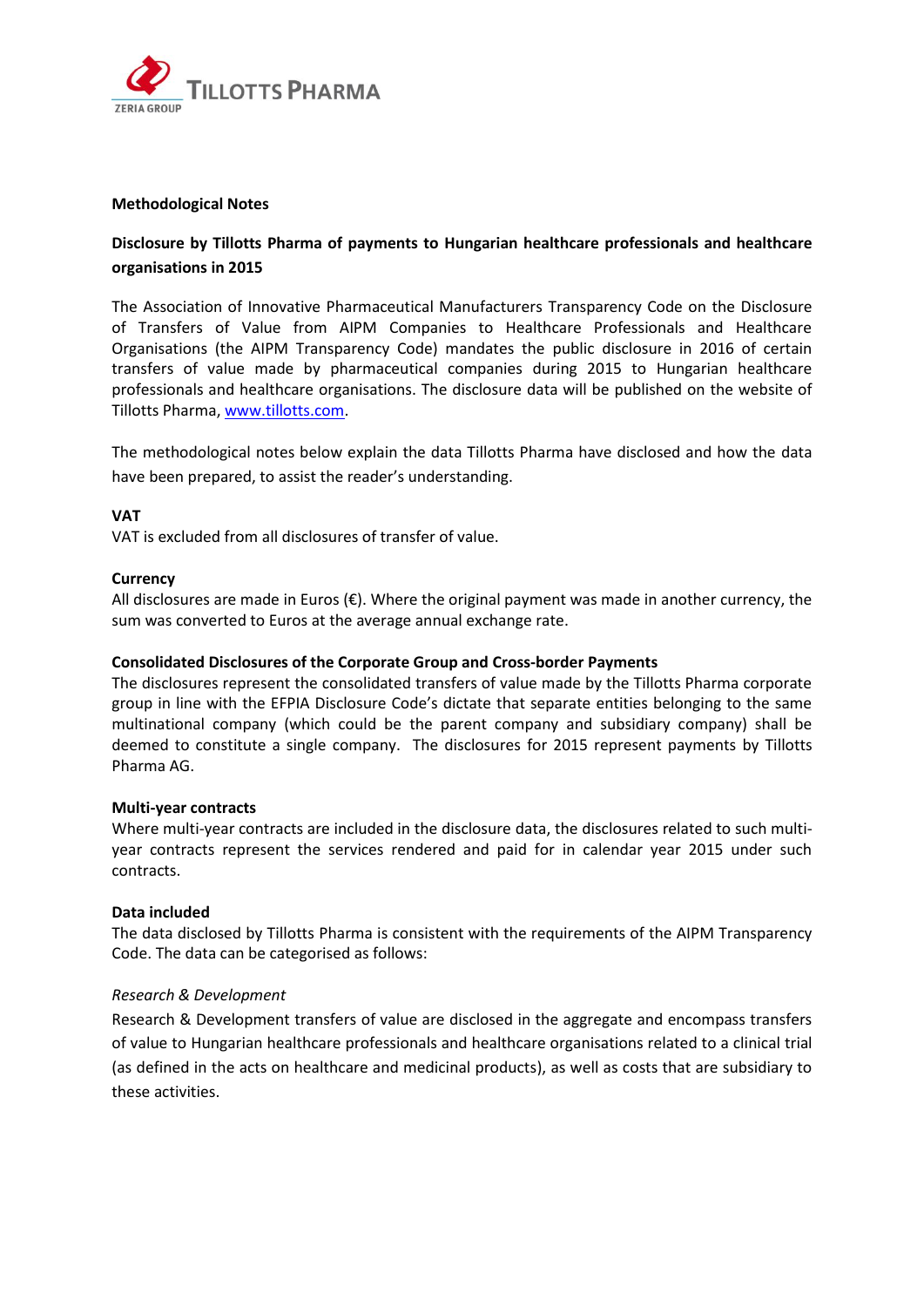**Methodological Notes**

**Disclosure by Tillotts Pharma of payments to Hungarian healthcare professionals and healthcare organisations in 2015**

The Association of Innovative Pharmaceutical Manufacturers Transparency Code on the Disclosure of Transfers of Value from AIPM Companies to Healthcare Professionals and Healthcare Organisations (the AIPM Transparency Code) mandates the public disclosure in 2016 of certain transfers of value made by pharmaceutical companies during 2015 to Hungarian healthcare professionals and healthcare organisations. The disclosure data will be published on the website of Tillotts Pharma, www.tillotts.com.

The methodological notes below explain the data Tillotts Pharma have disclosed and how the data have been prepared, to assist the reader's understanding.

**VAT**

VAT is excluded from all disclosures of transfer of value.

**Currency**

All disclosures are made in Euros (€). Where the original payment was made in another currency, the sum was converted to Euros at the average annual exchange rate.

**Consolidated Disclosures of the Corporate Group and Cross-border Payments**

The disclosures represent the consolidated transfers of value made by the Tillotts Pharma corporate group in line with the EFPIA Disclosure Code's dictate that separate entities belonging to the same multinational company (which could be the parent company and subsidiary company) shall be deemed to constitute a single company. The disclosures for 2015 represent payments by Tillotts Pharma AG.

**Multi-year contracts**

Where multi-year contracts are included in the disclosure data, the disclosures related to such multi-year contracts represent the services rendered and paid for in calendar year 2015 under such contracts.

**Data included**

The data disclosed by Tillotts Pharma is consistent with the requirements of the AIPM Transparency Code. The data can be categorised as follows:

*Research & Development*

Research & Development transfers of value are disclosed in the aggregate and encompass transfers of value to Hungarian healthcare professionals and healthcare organisations related to a clinical trial (as defined in the acts on healthcare and medicinal products), as well as costs that are subsidiary to these activities.